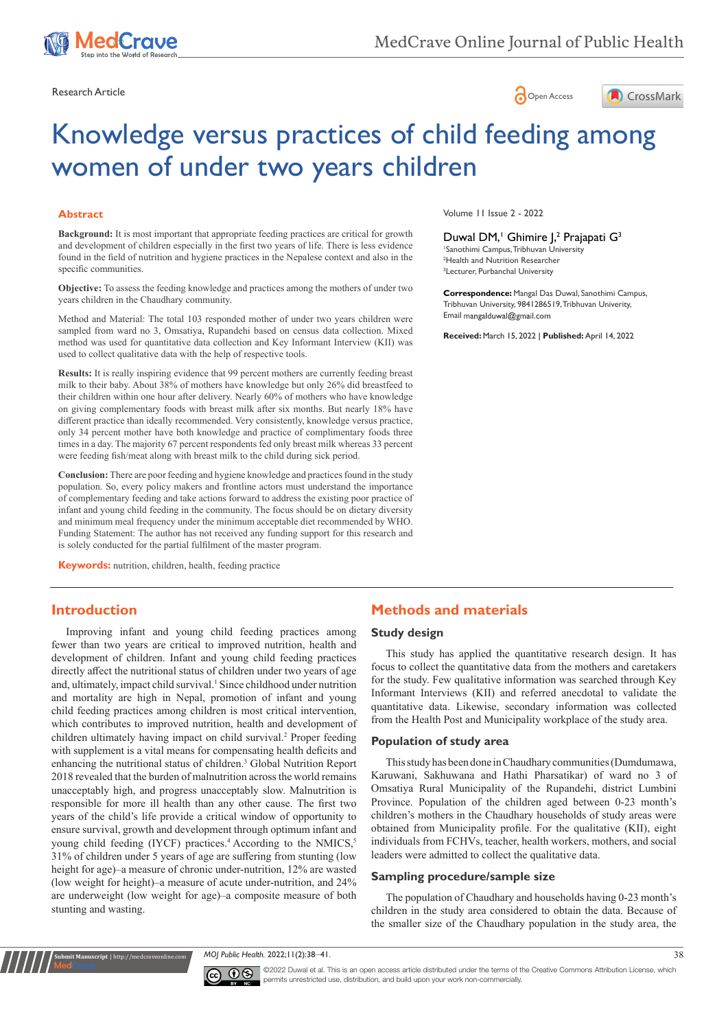Research Article

# Knowledge versus practices of child feeding among women of under two years children

Volume 11 Issue 2 - 2022

Duwal DM,[1] Ghimire J,[2] Prajapati G[3]

[1]Sanothimi Campus, Tribhuvan University
[2]Health and Nutrition Researcher
[3]Lecturer, Purbanchal University

**Correspondence:** Mangal Das Duwal, Sanothimi Campus, Tribhuvan University, 9841286519, Tribhuvan Univerity, Email mangalduwal@gmail.com

**Received:** March 15, 2022 | **Published:** April 14, 2022

## Abstract

**Background:** It is most important that appropriate feeding practices are critical for growth and development of children especially in the first two years of life. There is less evidence found in the field of nutrition and hygiene practices in the Nepalese context and also in the specific communities.

**Objective:** To assess the feeding knowledge and practices among the mothers of under two years children in the Chaudhary community.

Method and Material: The total 103 responded mother of under two years children were sampled from ward no 3, Omsatiya, Rupandehi based on census data collection. Mixed method was used for quantitative data collection and Key Informant Interview (KII) was used to collect qualitative data with the help of respective tools.

**Results:** It is really inspiring evidence that 99 percent mothers are currently feeding breast milk to their baby. About 38% of mothers have knowledge but only 26% did breastfeed to their children within one hour after delivery. Nearly 60% of mothers who have knowledge on giving complementary foods with breast milk after six months. But nearly 18% have different practice than ideally recommended. Very consistently, knowledge versus practice, only 34 percent mother have both knowledge and practice of complimentary foods three times in a day. The majority 67 percent respondents fed only breast milk whereas 33 percent were feeding fish/meat along with breast milk to the child during sick period.

**Conclusion:** There are poor feeding and hygiene knowledge and practices found in the study population. So, every policy makers and frontline actors must understand the importance of complementary feeding and take actions forward to address the existing poor practice of infant and young child feeding in the community. The focus should be on dietary diversity and minimum meal frequency under the minimum acceptable diet recommended by WHO. Funding Statement: The author has not received any funding support for this research and is solely conducted for the partial fulfilment of the master program.

**Keywords:** nutrition, children, health, feeding practice

## Introduction

Improving infant and young child feeding practices among fewer than two years are critical to improved nutrition, health and development of children. Infant and young child feeding practices directly affect the nutritional status of children under two years of age and, ultimately, impact child survival.[1] Since childhood under nutrition and mortality are high in Nepal, promotion of infant and young child feeding practices among children is most critical intervention, which contributes to improved nutrition, health and development of children ultimately having impact on child survival.[2] Proper feeding with supplement is a vital means for compensating health deficits and enhancing the nutritional status of children.[3] Global Nutrition Report 2018 revealed that the burden of malnutrition across the world remains unacceptably high, and progress unacceptably slow. Malnutrition is responsible for more ill health than any other cause. The first two years of the child's life provide a critical window of opportunity to ensure survival, growth and development through optimum infant and young child feeding (IYCF) practices.[4] According to the NMICS,[5] 31% of children under 5 years of age are suffering from stunting (low height for age)–a measure of chronic under-nutrition, 12% are wasted (low weight for height)–a measure of acute under-nutrition, and 24% are underweight (low weight for age)–a composite measure of both stunting and wasting.

## Methods and materials

### Study design

This study has applied the quantitative research design. It has focus to collect the quantitative data from the mothers and caretakers for the study. Few qualitative information was searched through Key Informant Interviews (KII) and referred anecdotal to validate the quantitative data. Likewise, secondary information was collected from the Health Post and Municipality workplace of the study area.

### Population of study area

This study has been done in Chaudhary communities (Dumdumawa, Karuwani, Sakhuwana and Hathi Pharsatikar) of ward no 3 of Omsatiya Rural Municipality of the Rupandehi, district Lumbini Province. Population of the children aged between 0-23 month's children's mothers in the Chaudhary households of study areas were obtained from Municipality profile. For the qualitative (KII), eight individuals from FCHVs, teacher, health workers, mothers, and social leaders were admitted to collect the qualitative data.

### Sampling procedure/sample size

The population of Chaudhary and households having 0-23 month's children in the study area considered to obtain the data. Because of the smaller size of the Chaudhary population in the study area, the

©2022 Duwal et al. This is an open access article distributed under the terms of the Creative Commons Attribution License, which permits unrestricted use, distribution, and build upon your work non-commercially.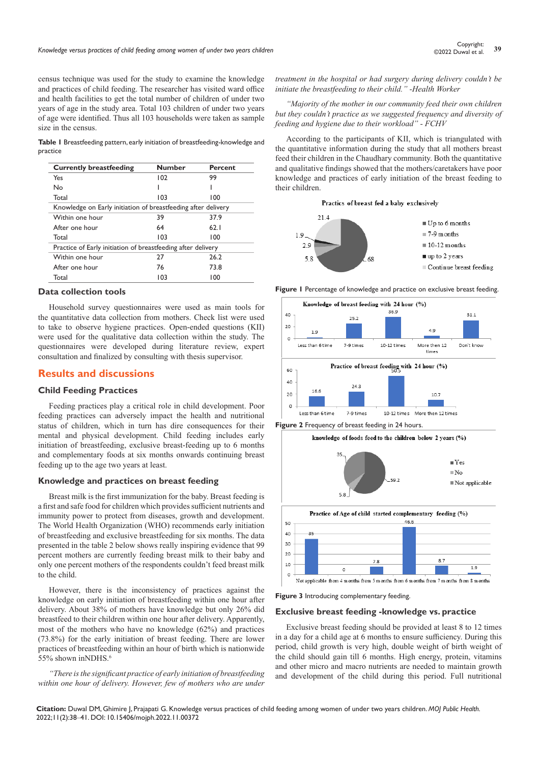census technique was used for the study to examine the knowledge and practices of child feeding. The researcher has visited ward office and health facilities to get the total number of children of under two years of age in the study area. Total 103 children of under two years of age were identified. Thus all 103 households were taken as sample size in the census.

**Table 1** Breastfeeding pattern, early initiation of breastfeeding-knowledge and practice

| Currently breastfeeding | Number | Percent |
|---|---|---|
| Yes | 102 | 99 |
| No | 1 | 1 |
| Total | 103 | 100 |
| Knowledge on Early initiation of breastfeeding after delivery | | |
| Within one hour | 39 | 37.9 |
| After one hour | 64 | 62.1 |
| Total | 103 | 100 |
| Practice of Early initiation of breastfeeding after delivery | | |
| Within one hour | 27 | 26.2 |
| After one hour | 76 | 73.8 |
| Total | 103 | 100 |

### Data collection tools

Household survey questionnaires were used as main tools for the quantitative data collection from mothers. Check list were used to take to observe hygiene practices. Open-ended questions (KII) were used for the qualitative data collection within the study. The questionnaires were developed during literature review, expert consultation and finalized by consulting with thesis supervisor.

## Results and discussions

### Child Feeding Practices

Feeding practices play a critical role in child development. Poor feeding practices can adversely impact the health and nutritional status of children, which in turn has dire consequences for their mental and physical development. Child feeding includes early initiation of breastfeeding, exclusive breast-feeding up to 6 months and complementary foods at six months onwards continuing breast feeding up to the age two years at least.

### Knowledge and practices on breast feeding

Breast milk is the first immunization for the baby. Breast feeding is a first and safe food for children which provides sufficient nutrients and immunity power to protect from diseases, growth and development. The World Health Organization (WHO) recommends early initiation of breastfeeding and exclusive breastfeeding for six months. The data presented in the table 2 below shows really inspiring evidence that 99 percent mothers are currently feeding breast milk to their baby and only one percent mothers of the respondents couldn't feed breast milk to the child.

However, there is the inconsistency of practices against the knowledge on early initiation of breastfeeding within one hour after delivery. About 38% of mothers have knowledge but only 26% did breastfeed to their children within one hour after delivery. Apparently, most of the mothers who have no knowledge (62%) and practices (73.8%) for the early initiation of breast feeding. There are lower practices of breastfeeding within an hour of birth which is nationwide 55% shown inNDHS.[6]

*"There is the significant practice of early initiation of breastfeeding within one hour of delivery. However, few of mothers who are under treatment in the hospital or had surgery during delivery couldn't be initiate the breastfeeding to their child." -Health Worker*

*"Majority of the mother in our community feed their own children but they couldn't practice as we suggested frequency and diversity of feeding and hygiene due to their workload" - FCHV*

According to the participants of KII, which is triangulated with the quantitative information during the study that all mothers breast feed their children in the Chaudhary community. Both the quantitative and qualitative findings showed that the mothers/caretakers have poor knowledge and practices of early initiation of the breast feeding to their children.

Practics of breast fed a baby exclusively

21.4
1.9
2.9
5.8
68

Up to 6 months
7-9 months
10-12 months
up to 2 years
Continue breast feeding

**Figure 1** Percentage of knowledge and practice on exclusive breast feeding.

Knowledge of breast feeding with 24 hour (%)

40
20
0

1.9 Less than 6 time
25.2 7-9 times
36.9 10-12 times
4.9 More then 12 times
31.1 Don't know

Practice of breast feeding with 24 hour (%)

60
40
20
0

16.6 Less than 6 time
24.3 7-9 times
50.5 10-12 times
10.7 More then 12 times

**Figure 2** Frequency of breast feeding in 24 hours.

knowledge of foods feed to the children below 2 years (%)

35
59.2
5.8

Yes
No
Not applicable

Practice of Age of child started complementary feeding (%)

50
40
30
20
10
0

35 Not applicable
0 from 4 months
7.8 from 5 months
46.6 from 6 months
8.7 from 7 months
1.9 from 8 months

**Figure 3** Introducing complementary feeding.

### Exclusive breast feeding -knowledge vs. practice

Exclusive breast feeding should be provided at least 8 to 12 times in a day for a child age at 6 months to ensure sufficiency. During this period, child growth is very high, double weight of birth weight of the child should gain till 6 months. High energy, protein, vitamins and other micro and macro nutrients are needed to maintain growth and development of the child during this period. Full nutritional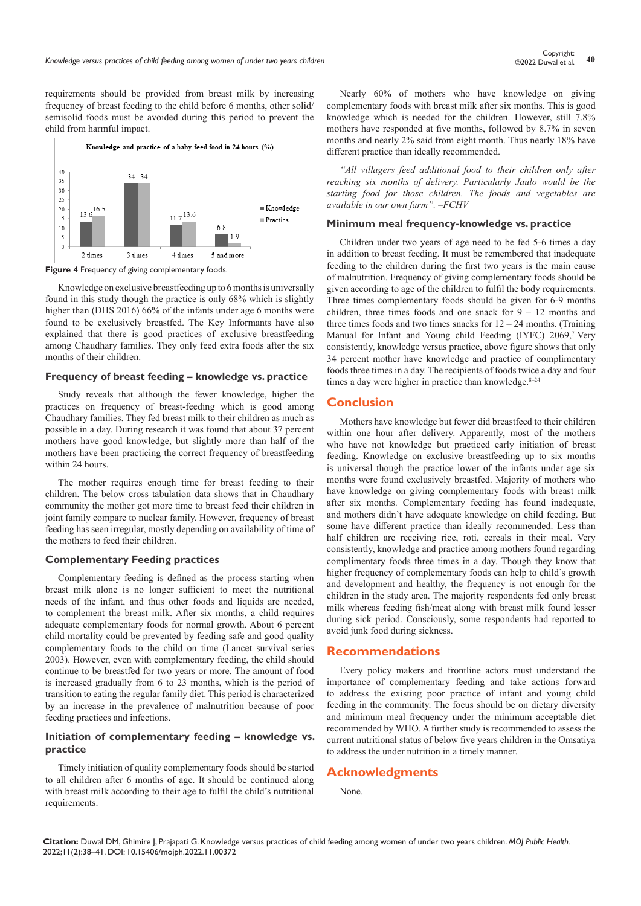requirements should be provided from breast milk by increasing frequency of breast feeding to the child before 6 months, other solid/semisolid foods must be avoided during this period to prevent the child from harmful impact.

Knowledge and practice of a baby feed food in 24 hours (%)

40
35
30
25
20
15
10
5
0

13.6 16.5
34 34
11.7 13.6
6.8 1.9

2 times
3 times
4 times
5 and more

Knowledge
Practics

**Figure 4** Frequency of giving complementary foods.

Knowledge on exclusive breastfeeding up to 6 months is universally found in this study though the practice is only 68% which is slightly higher than (DHS 2016) 66% of the infants under age 6 months were found to be exclusively breastfed. The Key Informants have also explained that there is good practices of exclusive breastfeeding among Chaudhary families. They only feed extra foods after the six months of their children.

### Frequency of breast feeding – knowledge vs. practice

Study reveals that although the fewer knowledge, higher the practices on frequency of breast-feeding which is good among Chaudhary families. They fed breast milk to their children as much as possible in a day. During research it was found that about 37 percent mothers have good knowledge, but slightly more than half of the mothers have been practicing the correct frequency of breastfeeding within 24 hours.

The mother requires enough time for breast feeding to their children. The below cross tabulation data shows that in Chaudhary community the mother got more time to breast feed their children in joint family compare to nuclear family. However, frequency of breast feeding has seen irregular, mostly depending on availability of time of the mothers to feed their children.

### Complementary Feeding practices

Complementary feeding is defined as the process starting when breast milk alone is no longer sufficient to meet the nutritional needs of the infant, and thus other foods and liquids are needed, to complement the breast milk. After six months, a child requires adequate complementary foods for normal growth. About 6 percent child mortality could be prevented by feeding safe and good quality complementary foods to the child on time (Lancet survival series 2003). However, even with complementary feeding, the child should continue to be breastfed for two years or more. The amount of food is increased gradually from 6 to 23 months, which is the period of transition to eating the regular family diet. This period is characterized by an increase in the prevalence of malnutrition because of poor feeding practices and infections.

### Initiation of complementary feeding – knowledge vs. practice

Timely initiation of quality complementary foods should be started to all children after 6 months of age. It should be continued along with breast milk according to their age to fulfil the child's nutritional requirements.

Nearly 60% of mothers who have knowledge on giving complementary foods with breast milk after six months. This is good knowledge which is needed for the children. However, still 7.8% mothers have responded at five months, followed by 8.7% in seven months and nearly 2% said from eight month. Thus nearly 18% have different practice than ideally recommended.

*"All villagers feed additional food to their children only after reaching six months of delivery. Particularly Jaulo would be the starting food for those children. The foods and vegetables are available in our own farm". –FCHV*

### Minimum meal frequency-knowledge vs. practice

Children under two years of age need to be fed 5-6 times a day in addition to breast feeding. It must be remembered that inadequate feeding to the children during the first two years is the main cause of malnutrition. Frequency of giving complementary foods should be given according to age of the children to fulfil the body requirements. Three times complementary foods should be given for 6-9 months children, three times foods and one snack for 9 – 12 months and three times foods and two times snacks for 12 – 24 months. (Training Manual for Infant and Young child Feeding (IYFC) 2069,[7] Very consistently, knowledge versus practice, above figure shows that only 34 percent mother have knowledge and practice of complimentary foods three times in a day. The recipients of foods twice a day and four times a day were higher in practice than knowledge.[8–24]

## Conclusion

Mothers have knowledge but fewer did breastfeed to their children within one hour after delivery. Apparently, most of the mothers who have not knowledge but practiced early initiation of breast feeding. Knowledge on exclusive breastfeeding up to six months is universal though the practice lower of the infants under age six months were found exclusively breastfed. Majority of mothers who have knowledge on giving complementary foods with breast milk after six months. Complementary feeding has found inadequate, and mothers didn't have adequate knowledge on child feeding. But some have different practice than ideally recommended. Less than half children are receiving rice, roti, cereals in their meal. Very consistently, knowledge and practice among mothers found regarding complimentary foods three times in a day. Though they know that higher frequency of complementary foods can help to child's growth and development and healthy, the frequency is not enough for the children in the study area. The majority respondents fed only breast milk whereas feeding fish/meat along with breast milk found lesser during sick period. Consciously, some respondents had reported to avoid junk food during sickness.

## Recommendations

Every policy makers and frontline actors must understand the importance of complementary feeding and take actions forward to address the existing poor practice of infant and young child feeding in the community. The focus should be on dietary diversity and minimum meal frequency under the minimum acceptable diet recommended by WHO. A further study is recommended to assess the current nutritional status of below five years children in the Omsatiya to address the under nutrition in a timely manner.

## Acknowledgments

None.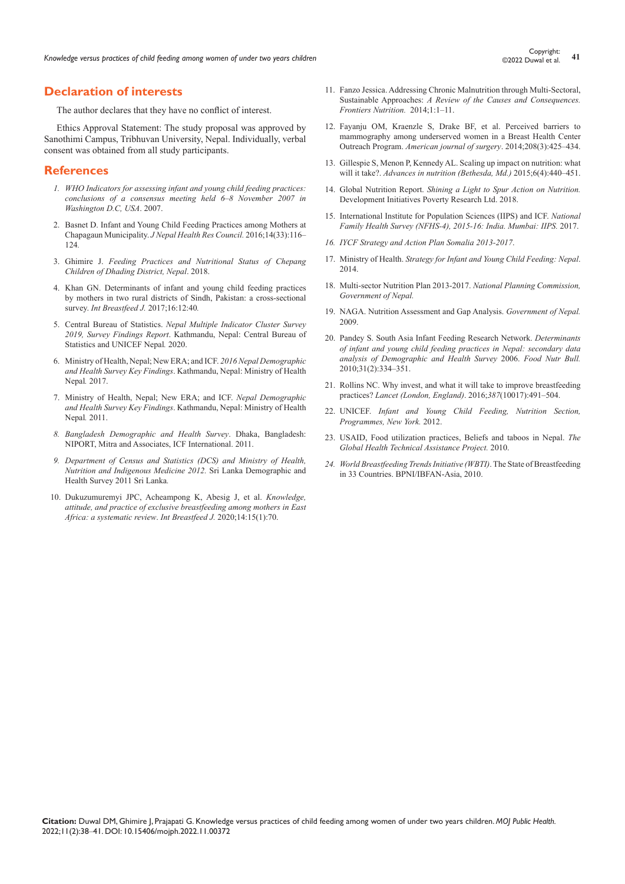## Declaration of interests

The author declares that they have no conflict of interest.

Ethics Approval Statement: The study proposal was approved by Sanothimi Campus, Tribhuvan University, Nepal. Individually, verbal consent was obtained from all study participants.

## References

1. *WHO Indicators for assessing infant and young child feeding practices: conclusions of a consensus meeting held 6–8 November 2007 in Washington D.C, USA*. 2007.
2. Basnet D. Infant and Young Child Feeding Practices among Mothers at Chapagaun Municipality. *J Nepal Health Res Council.* 2016;14(33):116–124.
3. Ghimire J. *Feeding Practices and Nutritional Status of Chepang Children of Dhading District, Nepal*. 2018.
4. Khan GN. Determinants of infant and young child feeding practices by mothers in two rural districts of Sindh, Pakistan: a cross-sectional survey. *Int Breastfeed J.* 2017;16:12:40*.*
5. Central Bureau of Statistics. *Nepal Multiple Indicator Cluster Survey 2019, Survey Findings Report*. Kathmandu, Nepal: Central Bureau of Statistics and UNICEF Nepal*.* 2020.
6. Ministry of Health, Nepal; New ERA; and ICF. *2016 Nepal Demographic and Health Survey Key Findings*. Kathmandu, Nepal: Ministry of Health Nepal*.* 2017.
7. Ministry of Health, Nepal; New ERA; and ICF. *Nepal Demographic and Health Survey Key Findings*. Kathmandu, Nepal: Ministry of Health Nepal*.* 2011.
8. *Bangladesh Demographic and Health Survey*. Dhaka, Bangladesh: NIPORT, Mitra and Associates, ICF International. 2011.
9. *Department of Census and Statistics (DCS) and Ministry of Health, Nutrition and Indigenous Medicine 2012.* Sri Lanka Demographic and Health Survey 2011 Sri Lanka*.*
10. Dukuzumuremyi JPC, Acheampong K, Abesig J, et al. *Knowledge, attitude, and practice of exclusive breastfeeding among mothers in East Africa: a systematic review*. *Int Breastfeed J.* 2020;14:15(1):70.
11. Fanzo Jessica. Addressing Chronic Malnutrition through Multi-Sectoral, Sustainable Approaches: *A Review of the Causes and Consequences. Frontiers Nutrition.* 2014;1:1–11.
12. Fayanju OM, Kraenzle S, Drake BF, et al. Perceived barriers to mammography among underserved women in a Breast Health Center Outreach Program. *American journal of surgery*. 2014;208(3):425–434.
13. Gillespie S, Menon P, Kennedy AL. Scaling up impact on nutrition: what will it take?. *Advances in nutrition (Bethesda, Md.)* 2015;6(4):440–451.
14. Global Nutrition Report. *Shining a Light to Spur Action on Nutrition.* Development Initiatives Poverty Research Ltd. 2018.
15. International Institute for Population Sciences (IIPS) and ICF. *National Family Health Survey (NFHS-4), 2015-16: India. Mumbai: IIPS.* 2017.
16. *IYCF Strategy and Action Plan Somalia 2013-2017*.
17. Ministry of Health. *Strategy for Infant and Young Child Feeding: Nepal*. 2014.
18. Multi-sector Nutrition Plan 2013-2017. *National Planning Commission, Government of Nepal.*
19. NAGA. Nutrition Assessment and Gap Analysis. *Government of Nepal.* 2009.
20. Pandey S. South Asia Infant Feeding Research Network. *Determinants of infant and young child feeding practices in Nepal: secondary data analysis of Demographic and Health Survey* 2006. *Food Nutr Bull.* 2010;31(2):334–351.
21. Rollins NC. Why invest, and what it will take to improve breastfeeding practices? *Lancet (London, England)*. 2016;*387*(10017):491–504.
22. UNICEF. *Infant and Young Child Feeding, Nutrition Section, Programmes, New York.* 2012.
23. USAID, Food utilization practices, Beliefs and taboos in Nepal. *The Global Health Technical Assistance Project.* 2010.
24. *World Breastfeeding Trends Initiative (WBTI)*. The State of Breastfeeding in 33 Countries. BPNI/IBFAN-Asia, 2010.

**Citation:** Duwal DM, Ghimire J, Prajapati G. Knowledge versus practices of child feeding among women of under two years children. *MOJ Public Health.* 2022;11(2):38‒41. DOI: 10.15406/mojph.2022.11.00372